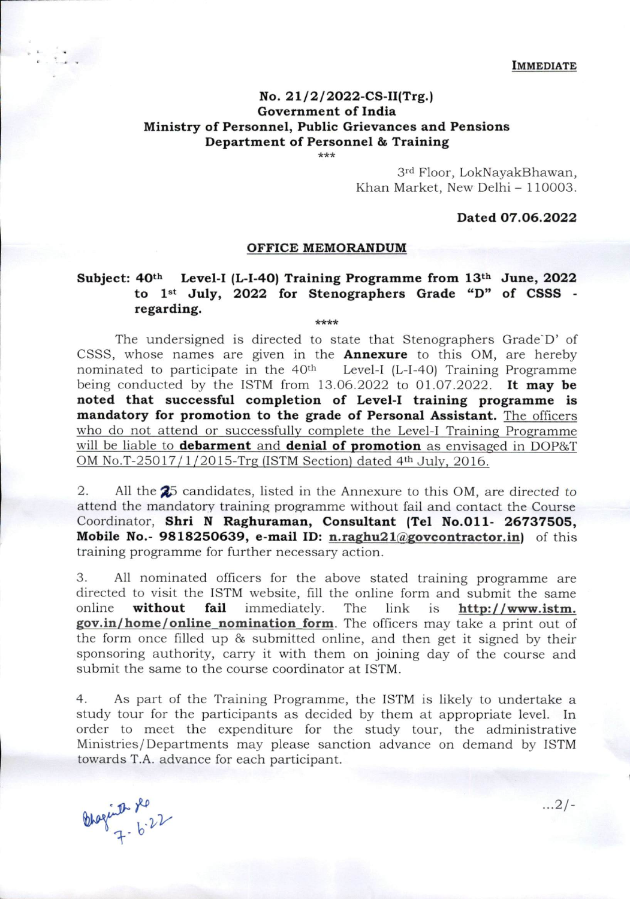**IMMEDIATE**

**No. 21/2/2022-CS-II(Trg.)**
**Government of India**
**Ministry of Personnel, Public Grievances and Pensions**
**Department of Personnel & Training**

\*\*\*

3rd Floor, LokNayakBhawan,
Khan Market, New Delhi – 110003.

**Dated 07.06.2022**

## OFFICE MEMORANDUM

**Subject: 40th Level-I (L-I-40) Training Programme from 13th June, 2022 to 1st July, 2022 for Stenographers Grade "D" of CSSS - regarding.**

\*\*\*\*

The undersigned is directed to state that Stenographers Grade'D' of CSSS, whose names are given in the **Annexure** to this OM, are hereby nominated to participate in the 40th Level-I (L-I-40) Training Programme being conducted by the ISTM from 13.06.2022 to 01.07.2022. **It may be noted that successful completion of Level-I training programme is mandatory for promotion to the grade of Personal Assistant.** The officers who do not attend or successfully complete the Level-I Training Programme will be liable to **debarment** and **denial of promotion** as envisaged in DOP&T OM No.T-25017/1/2015-Trg (ISTM Section) dated 4th July, 2016.

2. All the 25 candidates, listed in the Annexure to this OM, are directed to attend the mandatory training programme without fail and contact the Course Coordinator, **Shri N Raghuraman, Consultant (Tel No.011- 26737505, Mobile No.- 9818250639, e-mail ID: n.raghu21@govcontractor.in)** of this training programme for further necessary action.

3. All nominated officers for the above stated training programme are directed to visit the ISTM website, fill the online form and submit the same online **without fail** immediately. The link is **http://www.istm.gov.in/home/online nomination form**. The officers may take a print out of the form once filled up & submitted online, and then get it signed by their sponsoring authority, carry it with them on joining day of the course and submit the same to the course coordinator at ISTM.

4. As part of the Training Programme, the ISTM is likely to undertake a study tour for the participants as decided by them at appropriate level. In order to meet the expenditure for the study tour, the administrative Ministries/Departments may please sanction advance on demand by ISTM towards T.A. advance for each participant.

...2/-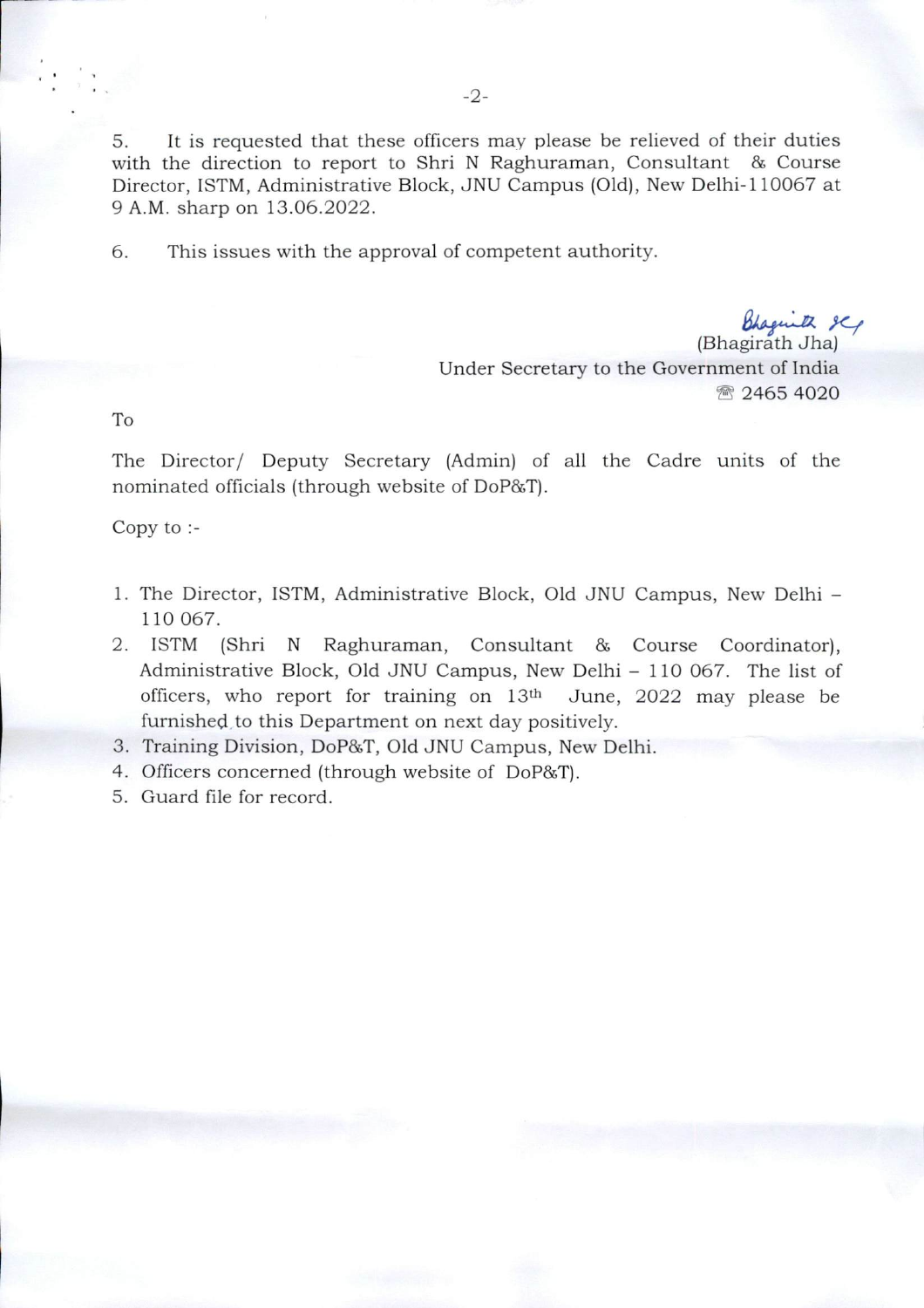5. It is requested that these officers may please be relieved of their duties with the direction to report to Shri N Raghuraman, Consultant & Course Director, ISTM, Administrative Block, JNU Campus (Old), New Delhi-110067 at 9 A.M. sharp on 13.06.2022.

6. This issues with the approval of competent authority.

(Bhagirath Jha)
Under Secretary to the Government of India
☎ 2465 4020

To

The Director/ Deputy Secretary (Admin) of all the Cadre units of the nominated officials (through website of DoP&T).

Copy to :-

1. The Director, ISTM, Administrative Block, Old JNU Campus, New Delhi – 110 067.
2. ISTM (Shri N Raghuraman, Consultant & Course Coordinator), Administrative Block, Old JNU Campus, New Delhi – 110 067. The list of officers, who report for training on 13th June, 2022 may please be furnished to this Department on next day positively.
3. Training Division, DoP&T, Old JNU Campus, New Delhi.
4. Officers concerned (through website of DoP&T).
5. Guard file for record.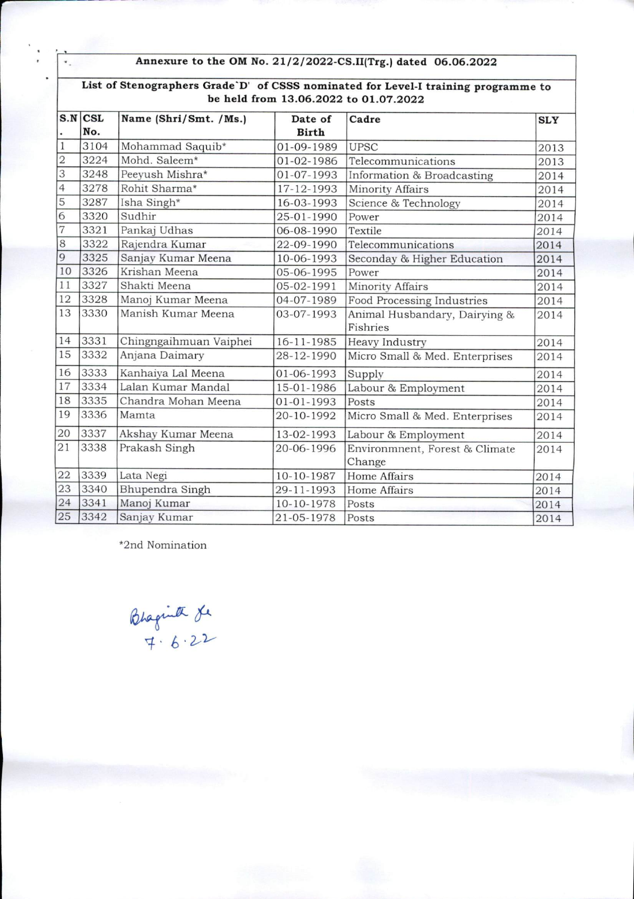**Annexure to the OM No. 21/2/2022-CS.II(Trg.) dated 06.06.2022**

**List of Stenographers Grade`D' of CSSS nominated for Level-I training programme to be held from 13.06.2022 to 01.07.2022**

| S.N. | CSL No. | Name (Shri/Smt. /Ms.) | Date of Birth | Cadre | SLY |
|---|---|---|---|---|---|
| 1 | 3104 | Mohammad Saquib* | 01-09-1989 | UPSC | 2013 |
| 2 | 3224 | Mohd. Saleem* | 01-02-1986 | Telecommunications | 2013 |
| 3 | 3248 | Peeyush Mishra* | 01-07-1993 | Information & Broadcasting | 2014 |
| 4 | 3278 | Rohit Sharma* | 17-12-1993 | Minority Affairs | 2014 |
| 5 | 3287 | Isha Singh* | 16-03-1993 | Science & Technology | 2014 |
| 6 | 3320 | Sudhir | 25-01-1990 | Power | 2014 |
| 7 | 3321 | Pankaj Udhas | 06-08-1990 | Textile | 2014 |
| 8 | 3322 | Rajendra Kumar | 22-09-1990 | Telecommunications | 2014 |
| 9 | 3325 | Sanjay Kumar Meena | 10-06-1993 | Seconday & Higher Education | 2014 |
| 10 | 3326 | Krishan Meena | 05-06-1995 | Power | 2014 |
| 11 | 3327 | Shakti Meena | 05-02-1991 | Minority Affairs | 2014 |
| 12 | 3328 | Manoj Kumar Meena | 04-07-1989 | Food Processing Industries | 2014 |
| 13 | 3330 | Manish Kumar Meena | 03-07-1993 | Animal Husbandary, Dairying & Fishries | 2014 |
| 14 | 3331 | Chingngaihmuan Vaiphei | 16-11-1985 | Heavy Industry | 2014 |
| 15 | 3332 | Anjana Daimary | 28-12-1990 | Micro Small & Med. Enterprises | 2014 |
| 16 | 3333 | Kanhaiya Lal Meena | 01-06-1993 | Supply | 2014 |
| 17 | 3334 | Lalan Kumar Mandal | 15-01-1986 | Labour & Employment | 2014 |
| 18 | 3335 | Chandra Mohan Meena | 01-01-1993 | Posts | 2014 |
| 19 | 3336 | Mamta | 20-10-1992 | Micro Small & Med. Enterprises | 2014 |
| 20 | 3337 | Akshay Kumar Meena | 13-02-1993 | Labour & Employment | 2014 |
| 21 | 3338 | Prakash Singh | 20-06-1996 | Environmnent, Forest & Climate Change | 2014 |
| 22 | 3339 | Lata Negi | 10-10-1987 | Home Affairs | 2014 |
| 23 | 3340 | Bhupendra Singh | 29-11-1993 | Home Affairs | 2014 |
| 24 | 3341 | Manoj Kumar | 10-10-1978 | Posts | 2014 |
| 25 | 3342 | Sanjay Kumar | 21-05-1978 | Posts | 2014 |

*2nd Nomination

Bhagirath Jr
7.6.22